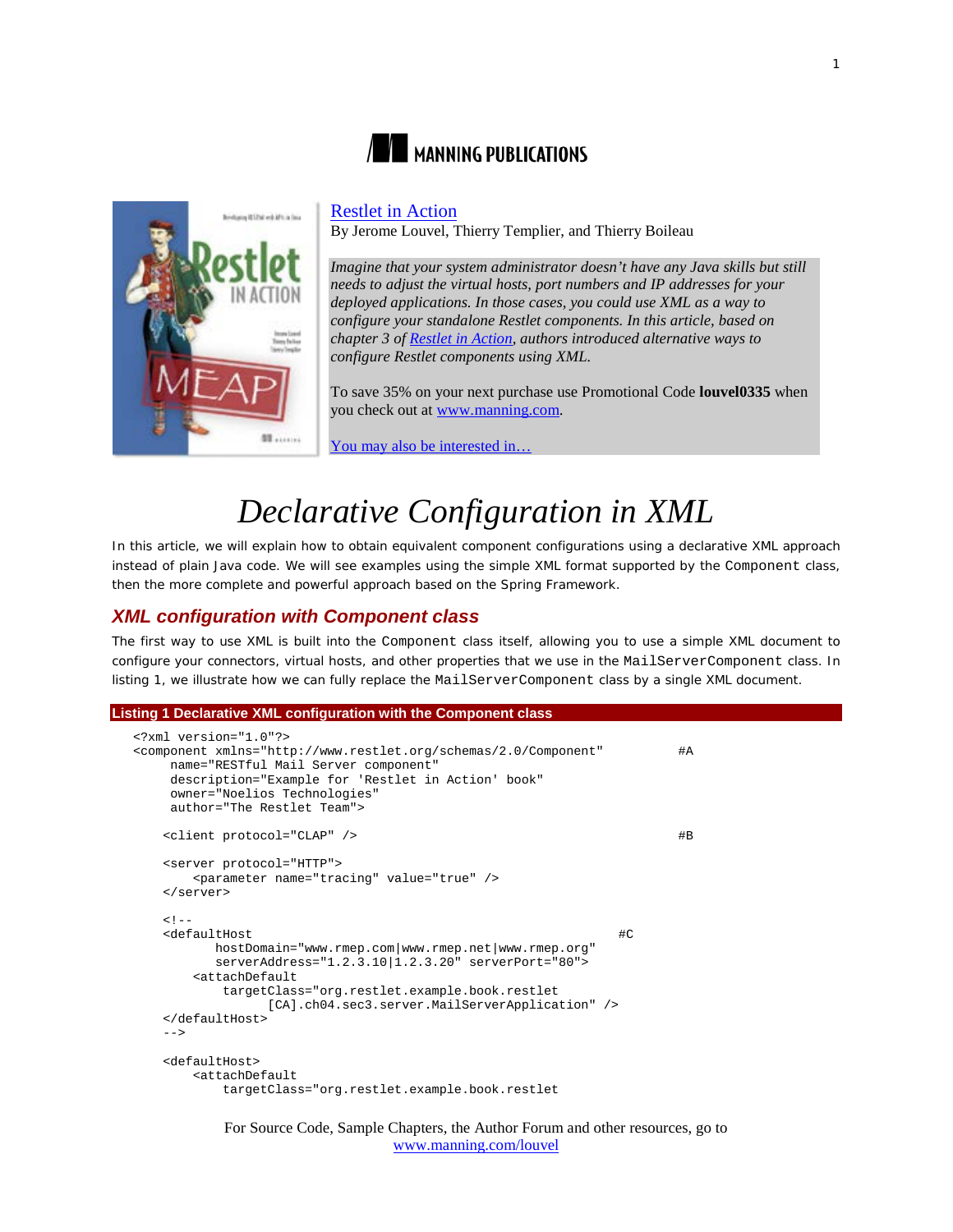MANNING PUBLICATIONS

[Restlet in Action](#)
By Jerome Louvel, Thierry Templier, and Thierry Boileau

*Imagine that your system administrator doesn't have any Java skills but still needs to adjust the virtual hosts, port numbers and IP addresses for your deployed applications. In those cases, you could use XML as a way to configure your standalone Restlet components. In this article, based on chapter 3 of [Restlet in Action](#), authors introduced alternative ways to configure Restlet components using XML.*

To save 35% on your next purchase use Promotional Code **louvel0335** when you check out at [www.manning.com](#).

[You may also be interested in…](#)

# *Declarative Configuration in XML*

In this article, we will explain how to obtain equivalent component configurations using a declarative XML approach instead of plain Java code. We will see examples using the simple XML format supported by the `Component` class, then the more complete and powerful approach based on the Spring Framework.

## *XML configuration with Component class*

The first way to use XML is built into the `Component` class itself, allowing you to use a simple XML document to configure your connectors, virtual hosts, and other properties that we use in the `MailServerComponent` class. In listing 1, we illustrate how we can fully replace the `MailServerComponent` class by a single XML document.

**Listing 1 Declarative XML configuration with the Component class**

```
<?xml version="1.0"?>
<component xmlns="http://www.restlet.org/schemas/2.0/Component"         #A
     name="RESTful Mail Server component"
     description="Example for 'Restlet in Action' book"
     owner="Noelios Technologies"
     author="The Restlet Team">

    <client protocol="CLAP" />                                          #B

    <server protocol="HTTP">
        <parameter name="tracing" value="true" />
    </server>

    <!--
    <defaultHost                                                 #C
           hostDomain="www.rmep.com|www.rmep.net|www.rmep.org"
           serverAddress="1.2.3.10|1.2.3.20" serverPort="80">
        <attachDefault
            targetClass="org.restlet.example.book.restlet
                  [CA].ch04.sec3.server.MailServerApplication" />
    </defaultHost>
    -->

    <defaultHost>
        <attachDefault
            targetClass="org.restlet.example.book.restlet
```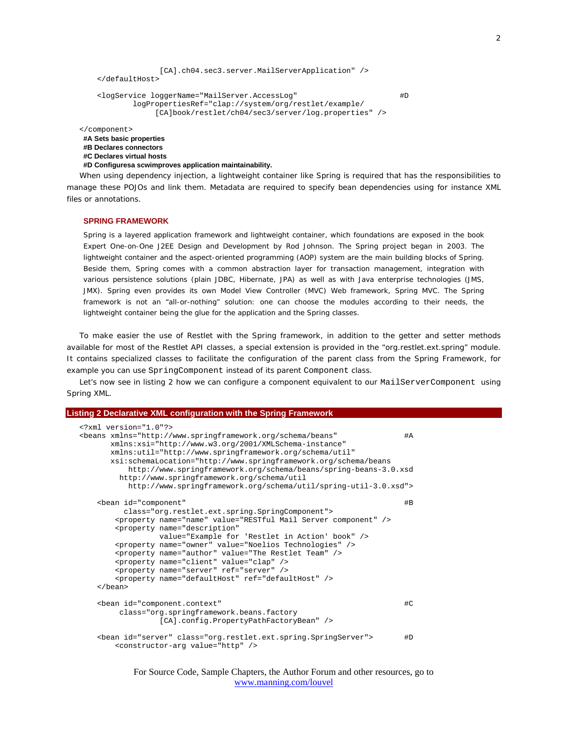```
                [CA].ch04.sec3.server.MailServerApplication" />
    </defaultHost>

    <logService loggerName="MailServer.AccessLog"                       #D
            logPropertiesRef="clap://system/org/restlet/example/
                 [CA]book/restlet/ch04/sec3/server/log.properties" />

</component>
```

**#A Sets basic properties**
**#B Declares connectors**
**#C Declares virtual hosts**
**#D Configuresa scwimproves application maintainability.**

When using dependency injection, a lightweight container like Spring is required that has the responsibilities to manage these POJOs and link them. Metadata are required to specify bean dependencies using for instance XML files or annotations.

#### SPRING FRAMEWORK

Spring is a layered application framework and lightweight container, which foundations are exposed in the book Expert One-on-One J2EE Design and Development by Rod Johnson. The Spring project began in 2003. The lightweight container and the aspect-oriented programming (AOP) system are the main building blocks of Spring. Beside them, Spring comes with a common abstraction layer for transaction management, integration with various persistence solutions (plain JDBC, Hibernate, JPA) as well as with Java enterprise technologies (JMS, JMX). Spring even provides its own Model View Controller (MVC) Web framework, Spring MVC. The Spring framework is not an "all-or-nothing" solution: one can choose the modules according to their needs, the lightweight container being the glue for the application and the Spring classes.

To make easier the use of Restlet with the Spring framework, in addition to the getter and setter methods available for most of the Restlet API classes, a special extension is provided in the "org.restlet.ext.spring" module. It contains specialized classes to facilitate the configuration of the parent class from the Spring Framework, for example you can use `SpringComponent` instead of its parent `Component` class.

Let's now see in listing 2 how we can configure a component equivalent to our `MailServerComponent` using Spring XML.

**Listing 2 Declarative XML configuration with the Spring Framework**

```
<?xml version="1.0"?>
<beans xmlns="http://www.springframework.org/schema/beans"              #A
       xmlns:xsi="http://www.w3.org/2001/XMLSchema-instance"
       xmlns:util="http://www.springframework.org/schema/util"
       xsi:schemaLocation="http://www.springframework.org/schema/beans
           http://www.springframework.org/schema/beans/spring-beans-3.0.xsd
         http://www.springframework.org/schema/util
           http://www.springframework.org/schema/util/spring-util-3.0.xsd">

    <bean id="component"                                                #B
          class="org.restlet.ext.spring.SpringComponent">
        <property name="name" value="RESTful Mail Server component" />
        <property name="description"
                  value="Example for 'Restlet in Action' book" />
        <property name="owner" value="Noelios Technologies" />
        <property name="author" value="The Restlet Team" />
        <property name="client" value="clap" />
        <property name="server" ref="server" />
        <property name="defaultHost" ref="defaultHost" />
    </bean>

    <bean id="component.context"                                        #C
         class="org.springframework.beans.factory
                  [CA].config.PropertyPathFactoryBean" />

    <bean id="server" class="org.restlet.ext.spring.SpringServer">      #D
        <constructor-arg value="http" />
```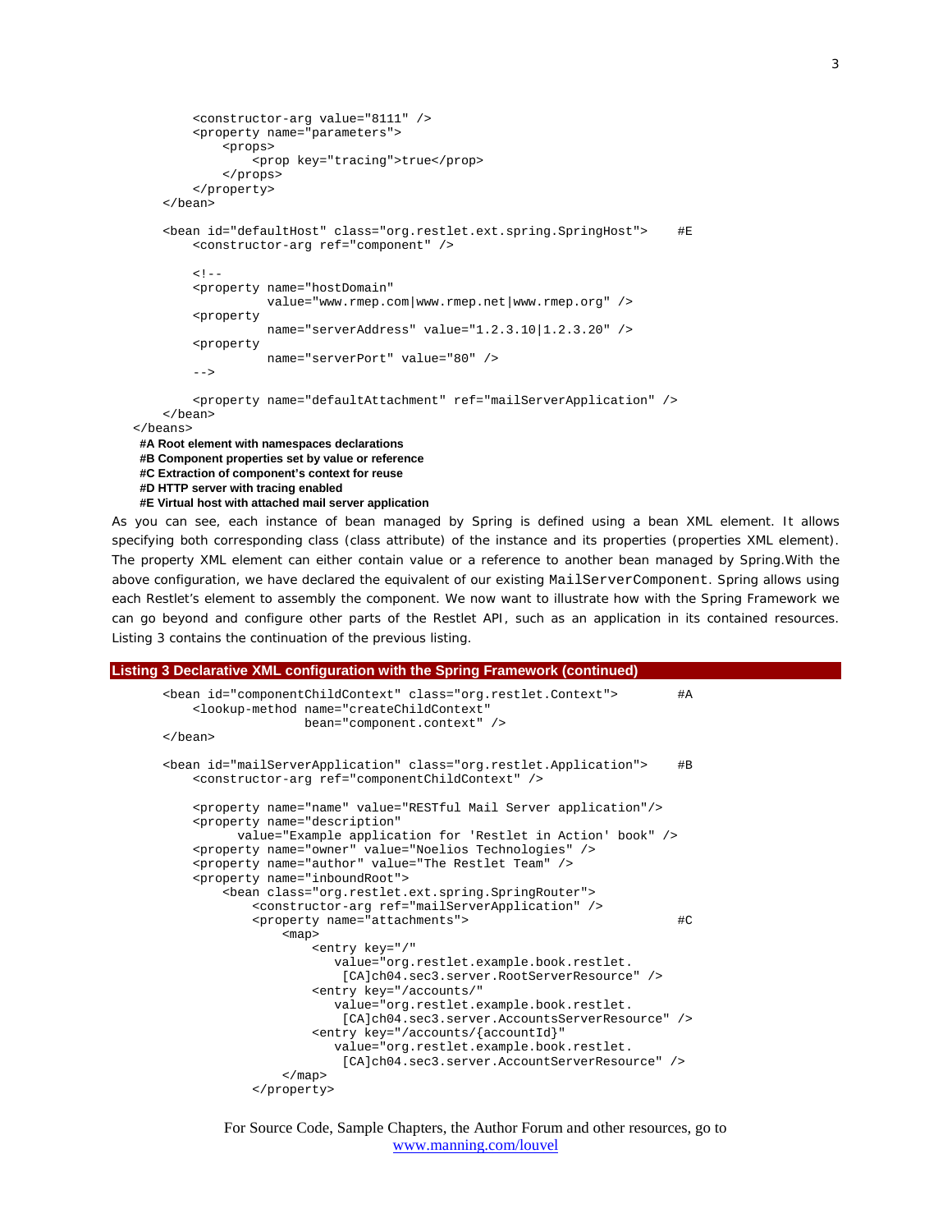```
        <constructor-arg value="8111" />
        <property name="parameters">
            <props>
                <prop key="tracing">true</prop>
            </props>
        </property>
    </bean>

    <bean id="defaultHost" class="org.restlet.ext.spring.SpringHost">    #E
        <constructor-arg ref="component" />

        <!--
        <property name="hostDomain"
                  value="www.rmep.com|www.rmep.net|www.rmep.org" />
        <property
                  name="serverAddress" value="1.2.3.10|1.2.3.20" />
        <property
                  name="serverPort" value="80" />
        -->

        <property name="defaultAttachment" ref="mailServerApplication" />
    </bean>
</beans>
```

**#A Root element with namespaces declarations**
**#B Component properties set by value or reference**
**#C Extraction of component's context for reuse**
**#D HTTP server with tracing enabled**
**#E Virtual host with attached mail server application**

As you can see, each instance of bean managed by Spring is defined using a bean XML element. It allows specifying both corresponding class (class attribute) of the instance and its properties (properties XML element). The property XML element can either contain value or a reference to another bean managed by Spring.With the above configuration, we have declared the equivalent of our existing `MailServerComponent`. Spring allows using each Restlet's element to assembly the component. We now want to illustrate how with the Spring Framework we can go beyond and configure other parts of the Restlet API, such as an application in its contained resources. Listing 3 contains the continuation of the previous listing.

**Listing 3 Declarative XML configuration with the Spring Framework (continued)**

```
    <bean id="componentChildContext" class="org.restlet.Context">        #A
        <lookup-method name="createChildContext"
                       bean="component.context" />
    </bean>

    <bean id="mailServerApplication" class="org.restlet.Application">    #B
        <constructor-arg ref="componentChildContext" />

        <property name="name" value="RESTful Mail Server application"/>
        <property name="description"
              value="Example application for 'Restlet in Action' book" />
        <property name="owner" value="Noelios Technologies" />
        <property name="author" value="The Restlet Team" />
        <property name="inboundRoot">
            <bean class="org.restlet.ext.spring.SpringRouter">
                <constructor-arg ref="mailServerApplication" />
                <property name="attachments">                            #C
                    <map>
                        <entry key="/"
                           value="org.restlet.example.book.restlet.
                            [CA]ch04.sec3.server.RootServerResource" />
                        <entry key="/accounts/"
                           value="org.restlet.example.book.restlet.
                            [CA]ch04.sec3.server.AccountsServerResource" />
                        <entry key="/accounts/{accountId}"
                           value="org.restlet.example.book.restlet.
                            [CA]ch04.sec3.server.AccountServerResource" />
                    </map>
                </property>
```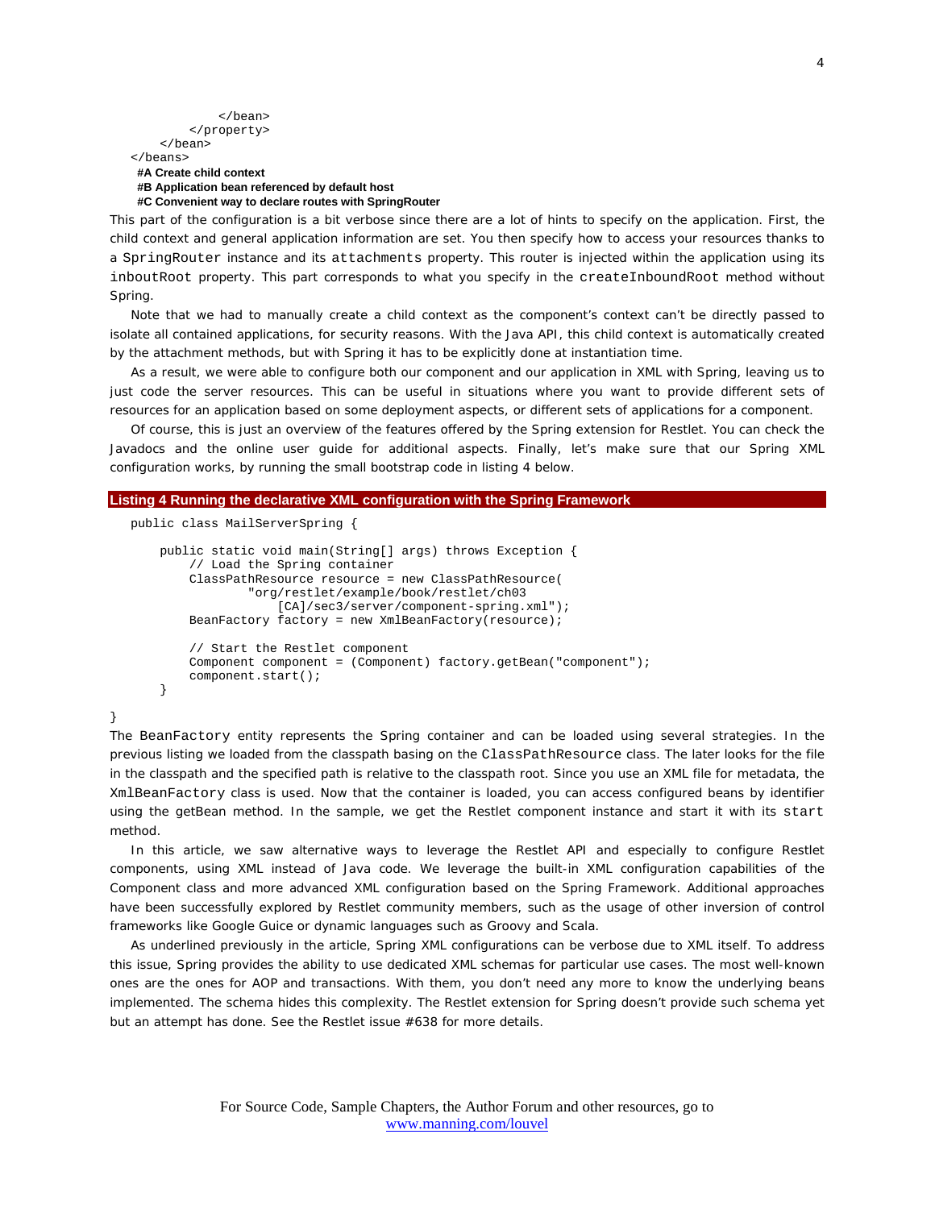```
            </bean>
        </property>
    </bean>
</beans>
```

**#A Create child context**
**#B Application bean referenced by default host**
**#C Convenient way to declare routes with SpringRouter**

This part of the configuration is a bit verbose since there are a lot of hints to specify on the application. First, the child context and general application information are set. You then specify how to access your resources thanks to a `SpringRouter` instance and its `attachments` property. This router is injected within the application using its `inboutRoot` property. This part corresponds to what you specify in the `createInboundRoot` method without Spring.

Note that we had to manually create a child context as the component's context can't be directly passed to isolate all contained applications, for security reasons. With the Java API, this child context is automatically created by the attachment methods, but with Spring it has to be explicitly done at instantiation time.

As a result, we were able to configure both our component and our application in XML with Spring, leaving us to just code the server resources. This can be useful in situations where you want to provide different sets of resources for an application based on some deployment aspects, or different sets of applications for a component.

Of course, this is just an overview of the features offered by the Spring extension for Restlet. You can check the Javadocs and the online user guide for additional aspects. Finally, let's make sure that our Spring XML configuration works, by running the small bootstrap code in listing 4 below.

**Listing 4 Running the declarative XML configuration with the Spring Framework**

```
public class MailServerSpring {

    public static void main(String[] args) throws Exception {
        // Load the Spring container
        ClassPathResource resource = new ClassPathResource(
                "org/restlet/example/book/restlet/ch03
                    [CA]/sec3/server/component-spring.xml");
        BeanFactory factory = new XmlBeanFactory(resource);

        // Start the Restlet component
        Component component = (Component) factory.getBean("component");
        component.start();
    }

}
```

The `BeanFactory` entity represents the Spring container and can be loaded using several strategies. In the previous listing we loaded from the classpath basing on the `ClassPathResource` class. The later looks for the file in the classpath and the specified path is relative to the classpath root. Since you use an XML file for metadata, the `XmlBeanFactory` class is used. Now that the container is loaded, you can access configured beans by identifier using the getBean method. In the sample, we get the Restlet component instance and start it with its `start` method.

In this article, we saw alternative ways to leverage the Restlet API and especially to configure Restlet components, using XML instead of Java code. We leverage the built-in XML configuration capabilities of the Component class and more advanced XML configuration based on the Spring Framework. Additional approaches have been successfully explored by Restlet community members, such as the usage of other inversion of control frameworks like Google Guice or dynamic languages such as Groovy and Scala.

As underlined previously in the article, Spring XML configurations can be verbose due to XML itself. To address this issue, Spring provides the ability to use dedicated XML schemas for particular use cases. The most well-known ones are the ones for AOP and transactions. With them, you don't need any more to know the underlying beans implemented. The schema hides this complexity. The Restlet extension for Spring doesn't provide such schema yet but an attempt has done. See the Restlet issue #638 for more details.

For Source Code, Sample Chapters, the Author Forum and other resources, go to www.manning.com/louvel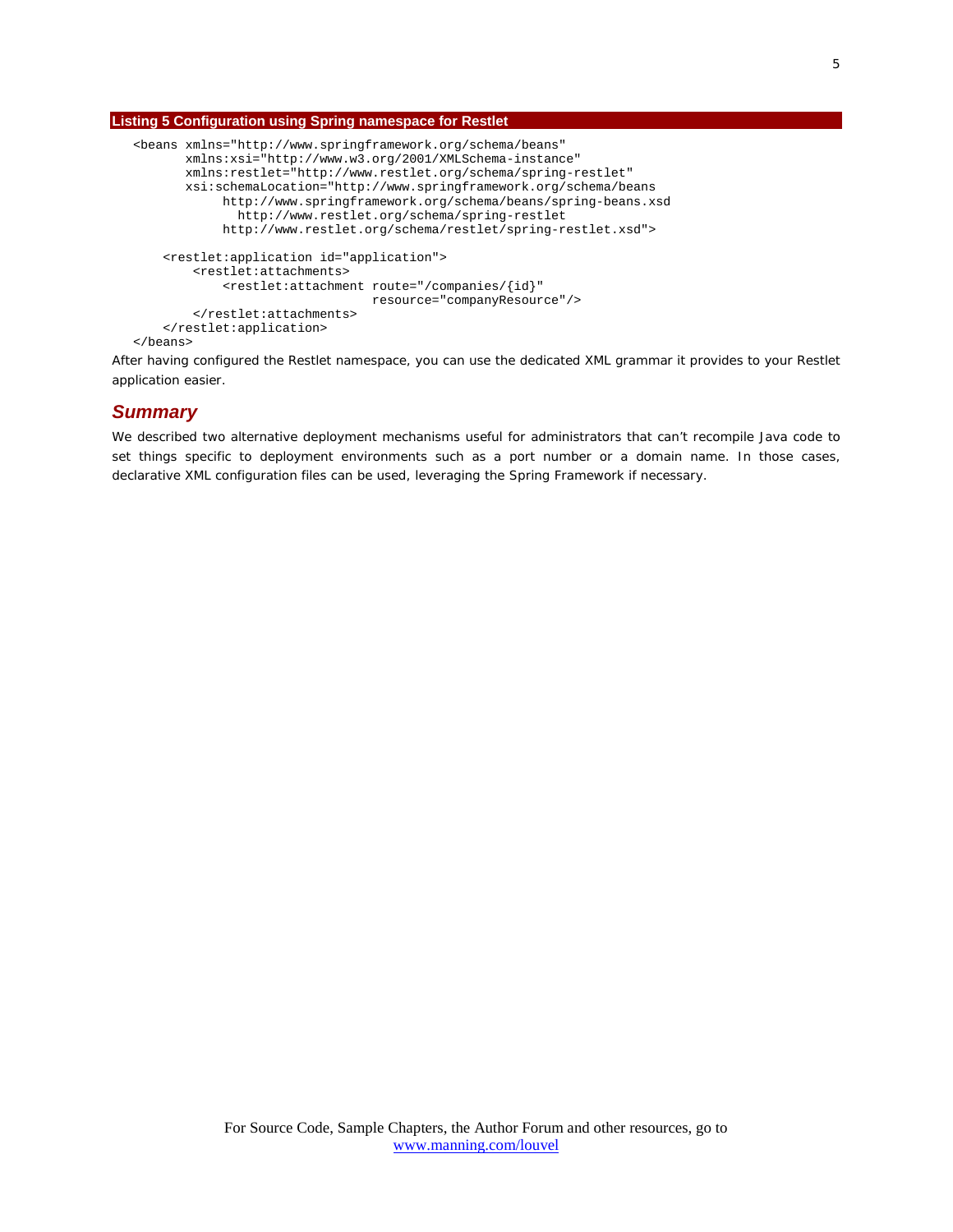**Listing 5 Configuration using Spring namespace for Restlet**

```
<beans xmlns="http://www.springframework.org/schema/beans"
       xmlns:xsi="http://www.w3.org/2001/XMLSchema-instance"
       xmlns:restlet="http://www.restlet.org/schema/spring-restlet"
       xsi:schemaLocation="http://www.springframework.org/schema/beans
            http://www.springframework.org/schema/beans/spring-beans.xsd
              http://www.restlet.org/schema/spring-restlet
            http://www.restlet.org/schema/restlet/spring-restlet.xsd">

    <restlet:application id="application">
        <restlet:attachments>
            <restlet:attachment route="/companies/{id}"
                                resource="companyResource"/>
        </restlet:attachments>
    </restlet:application>
</beans>
```

After having configured the Restlet namespace, you can use the dedicated XML grammar it provides to your Restlet application easier.

## Summary

We described two alternative deployment mechanisms useful for administrators that can't recompile Java code to set things specific to deployment environments such as a port number or a domain name. In those cases, declarative XML configuration files can be used, leveraging the Spring Framework if necessary.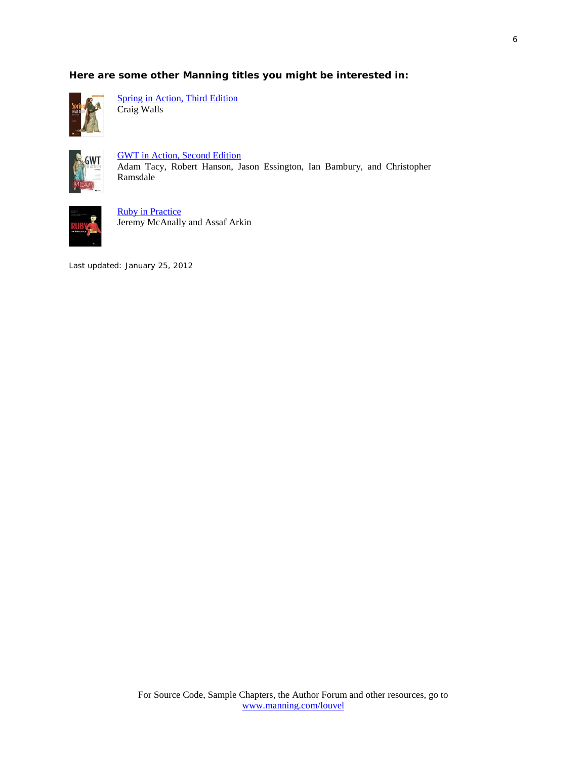**Here are some other Manning titles you might be interested in:**

[Spring in Action, Third Edition]
Craig Walls

[GWT in Action, Second Edition]
Adam Tacy, Robert Hanson, Jason Essington, Ian Bambury, and Christopher Ramsdale

[Ruby in Practice]
Jeremy McAnally and Assaf Arkin

Last updated: January 25, 2012

For Source Code, Sample Chapters, the Author Forum and other resources, go to
www.manning.com/louvel